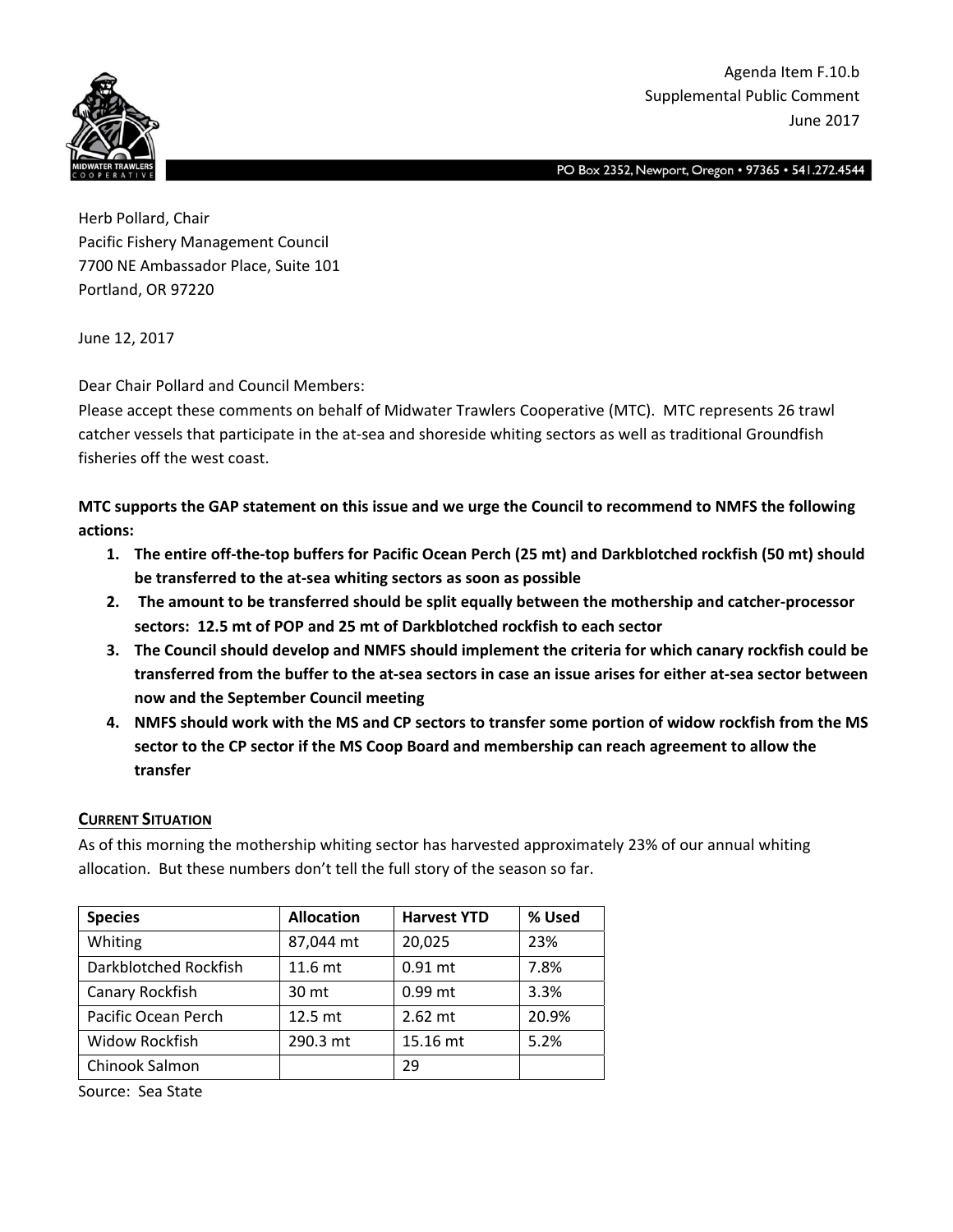Agenda Item F.10.b
Supplemental Public Comment
June 2017

PO Box 2352, Newport, Oregon • 97365 • 541.272.4544

Herb Pollard, Chair
Pacific Fishery Management Council
7700 NE Ambassador Place, Suite 101
Portland, OR 97220

June 12, 2017

Dear Chair Pollard and Council Members:

Please accept these comments on behalf of Midwater Trawlers Cooperative (MTC). MTC represents 26 trawl catcher vessels that participate in the at-sea and shoreside whiting sectors as well as traditional Groundfish fisheries off the west coast.

**MTC supports the GAP statement on this issue and we urge the Council to recommend to NMFS the following actions:**

1. **The entire off-the-top buffers for Pacific Ocean Perch (25 mt) and Darkblotched rockfish (50 mt) should be transferred to the at-sea whiting sectors as soon as possible**
2. **The amount to be transferred should be split equally between the mothership and catcher-processor sectors: 12.5 mt of POP and 25 mt of Darkblotched rockfish to each sector**
3. **The Council should develop and NMFS should implement the criteria for which canary rockfish could be transferred from the buffer to the at-sea sectors in case an issue arises for either at-sea sector between now and the September Council meeting**
4. **NMFS should work with the MS and CP sectors to transfer some portion of widow rockfish from the MS sector to the CP sector if the MS Coop Board and membership can reach agreement to allow the transfer**

## CURRENT SITUATION

As of this morning the mothership whiting sector has harvested approximately 23% of our annual whiting allocation. But these numbers don't tell the full story of the season so far.

| Species | Allocation | Harvest YTD | % Used |
|---|---|---|---|
| Whiting | 87,044 mt | 20,025 | 23% |
| Darkblotched Rockfish | 11.6 mt | 0.91 mt | 7.8% |
| Canary Rockfish | 30 mt | 0.99 mt | 3.3% |
| Pacific Ocean Perch | 12.5 mt | 2.62 mt | 20.9% |
| Widow Rockfish | 290.3 mt | 15.16 mt | 5.2% |
| Chinook Salmon | | 29 | |

Source: Sea State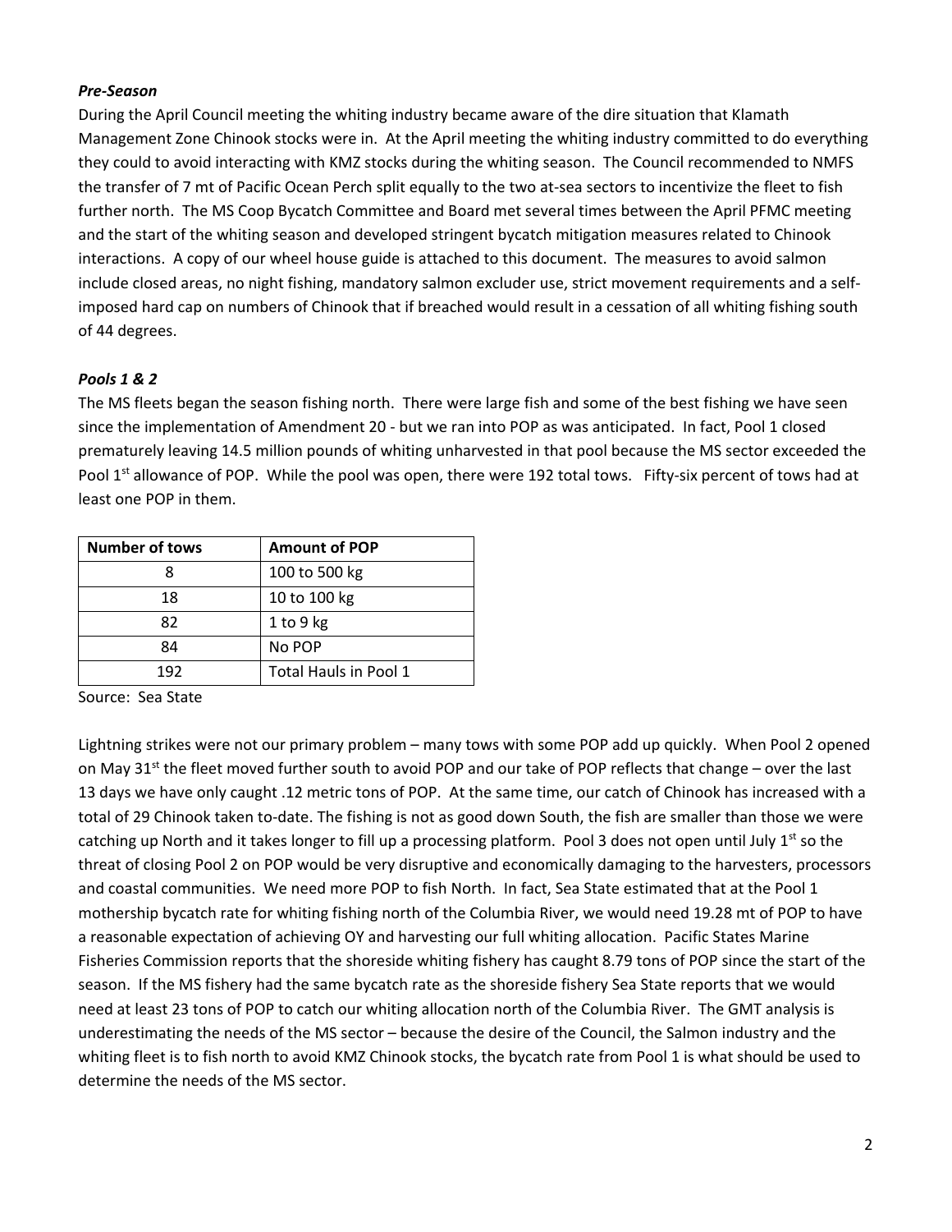***Pre-Season***

During the April Council meeting the whiting industry became aware of the dire situation that Klamath Management Zone Chinook stocks were in. At the April meeting the whiting industry committed to do everything they could to avoid interacting with KMZ stocks during the whiting season. The Council recommended to NMFS the transfer of 7 mt of Pacific Ocean Perch split equally to the two at-sea sectors to incentivize the fleet to fish further north. The MS Coop Bycatch Committee and Board met several times between the April PFMC meeting and the start of the whiting season and developed stringent bycatch mitigation measures related to Chinook interactions. A copy of our wheel house guide is attached to this document. The measures to avoid salmon include closed areas, no night fishing, mandatory salmon excluder use, strict movement requirements and a self-imposed hard cap on numbers of Chinook that if breached would result in a cessation of all whiting fishing south of 44 degrees.

***Pools 1 & 2***

The MS fleets began the season fishing north. There were large fish and some of the best fishing we have seen since the implementation of Amendment 20 - but we ran into POP as was anticipated. In fact, Pool 1 closed prematurely leaving 14.5 million pounds of whiting unharvested in that pool because the MS sector exceeded the Pool 1st allowance of POP. While the pool was open, there were 192 total tows. Fifty-six percent of tows had at least one POP in them.

| Number of tows | Amount of POP |
|---|---|
| 8 | 100 to 500 kg |
| 18 | 10 to 100 kg |
| 82 | 1 to 9 kg |
| 84 | No POP |
| 192 | Total Hauls in Pool 1 |

Source: Sea State

Lightning strikes were not our primary problem – many tows with some POP add up quickly. When Pool 2 opened on May 31st the fleet moved further south to avoid POP and our take of POP reflects that change – over the last 13 days we have only caught .12 metric tons of POP. At the same time, our catch of Chinook has increased with a total of 29 Chinook taken to-date. The fishing is not as good down South, the fish are smaller than those we were catching up North and it takes longer to fill up a processing platform. Pool 3 does not open until July 1st so the threat of closing Pool 2 on POP would be very disruptive and economically damaging to the harvesters, processors and coastal communities. We need more POP to fish North. In fact, Sea State estimated that at the Pool 1 mothership bycatch rate for whiting fishing north of the Columbia River, we would need 19.28 mt of POP to have a reasonable expectation of achieving OY and harvesting our full whiting allocation. Pacific States Marine Fisheries Commission reports that the shoreside whiting fishery has caught 8.79 tons of POP since the start of the season. If the MS fishery had the same bycatch rate as the shoreside fishery Sea State reports that we would need at least 23 tons of POP to catch our whiting allocation north of the Columbia River. The GMT analysis is underestimating the needs of the MS sector – because the desire of the Council, the Salmon industry and the whiting fleet is to fish north to avoid KMZ Chinook stocks, the bycatch rate from Pool 1 is what should be used to determine the needs of the MS sector.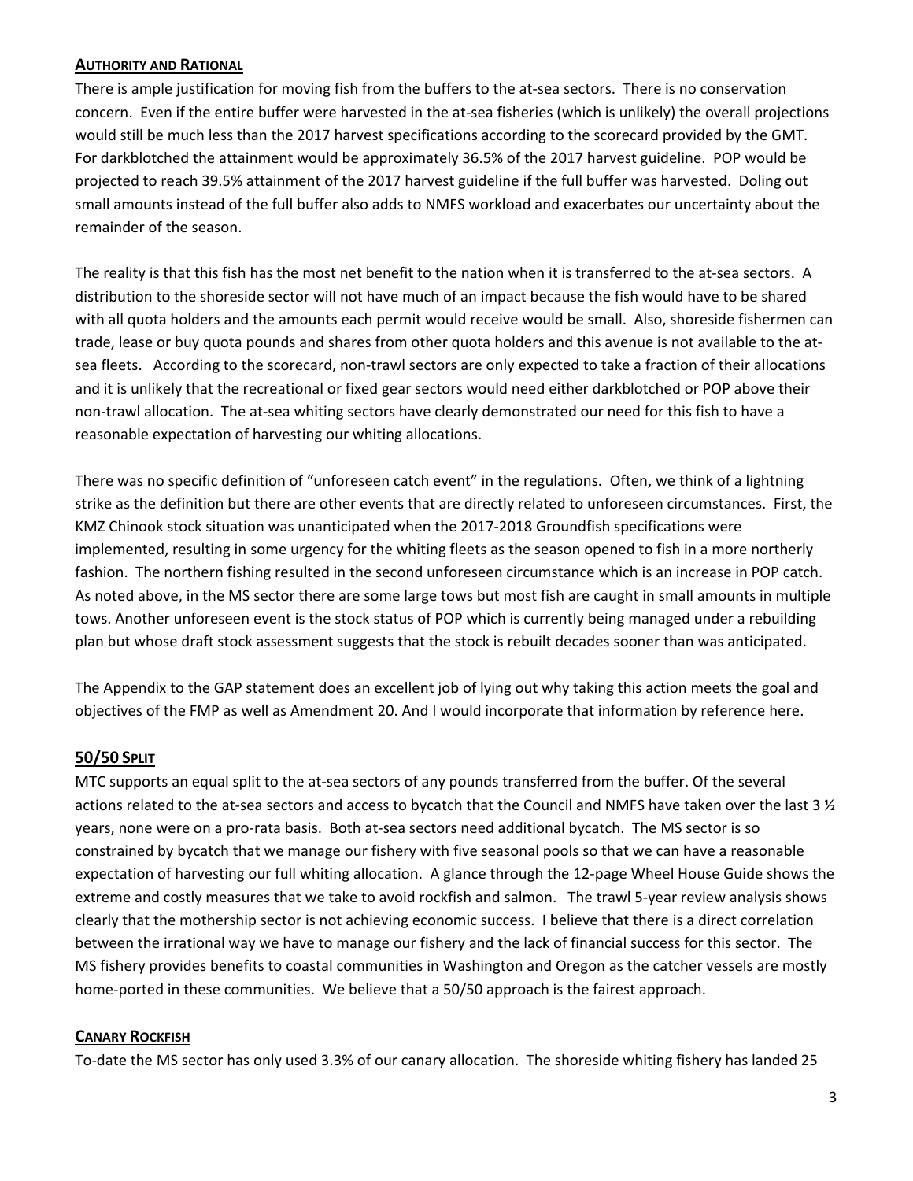## Authority and Rational

There is ample justification for moving fish from the buffers to the at-sea sectors. There is no conservation concern. Even if the entire buffer were harvested in the at-sea fisheries (which is unlikely) the overall projections would still be much less than the 2017 harvest specifications according to the scorecard provided by the GMT. For darkblotched the attainment would be approximately 36.5% of the 2017 harvest guideline. POP would be projected to reach 39.5% attainment of the 2017 harvest guideline if the full buffer was harvested. Doling out small amounts instead of the full buffer also adds to NMFS workload and exacerbates our uncertainty about the remainder of the season.

The reality is that this fish has the most net benefit to the nation when it is transferred to the at-sea sectors. A distribution to the shoreside sector will not have much of an impact because the fish would have to be shared with all quota holders and the amounts each permit would receive would be small. Also, shoreside fishermen can trade, lease or buy quota pounds and shares from other quota holders and this avenue is not available to the at-sea fleets. According to the scorecard, non-trawl sectors are only expected to take a fraction of their allocations and it is unlikely that the recreational or fixed gear sectors would need either darkblotched or POP above their non-trawl allocation. The at-sea whiting sectors have clearly demonstrated our need for this fish to have a reasonable expectation of harvesting our whiting allocations.

There was no specific definition of "unforeseen catch event" in the regulations. Often, we think of a lightning strike as the definition but there are other events that are directly related to unforeseen circumstances. First, the KMZ Chinook stock situation was unanticipated when the 2017-2018 Groundfish specifications were implemented, resulting in some urgency for the whiting fleets as the season opened to fish in a more northerly fashion. The northern fishing resulted in the second unforeseen circumstance which is an increase in POP catch. As noted above, in the MS sector there are some large tows but most fish are caught in small amounts in multiple tows. Another unforeseen event is the stock status of POP which is currently being managed under a rebuilding plan but whose draft stock assessment suggests that the stock is rebuilt decades sooner than was anticipated.

The Appendix to the GAP statement does an excellent job of lying out why taking this action meets the goal and objectives of the FMP as well as Amendment 20. And I would incorporate that information by reference here.

## 50/50 Split

MTC supports an equal split to the at-sea sectors of any pounds transferred from the buffer. Of the several actions related to the at-sea sectors and access to bycatch that the Council and NMFS have taken over the last 3 ½ years, none were on a pro-rata basis. Both at-sea sectors need additional bycatch. The MS sector is so constrained by bycatch that we manage our fishery with five seasonal pools so that we can have a reasonable expectation of harvesting our full whiting allocation. A glance through the 12-page Wheel House Guide shows the extreme and costly measures that we take to avoid rockfish and salmon. The trawl 5-year review analysis shows clearly that the mothership sector is not achieving economic success. I believe that there is a direct correlation between the irrational way we have to manage our fishery and the lack of financial success for this sector. The MS fishery provides benefits to coastal communities in Washington and Oregon as the catcher vessels are mostly home-ported in these communities. We believe that a 50/50 approach is the fairest approach.

## Canary Rockfish

To-date the MS sector has only used 3.3% of our canary allocation. The shoreside whiting fishery has landed 25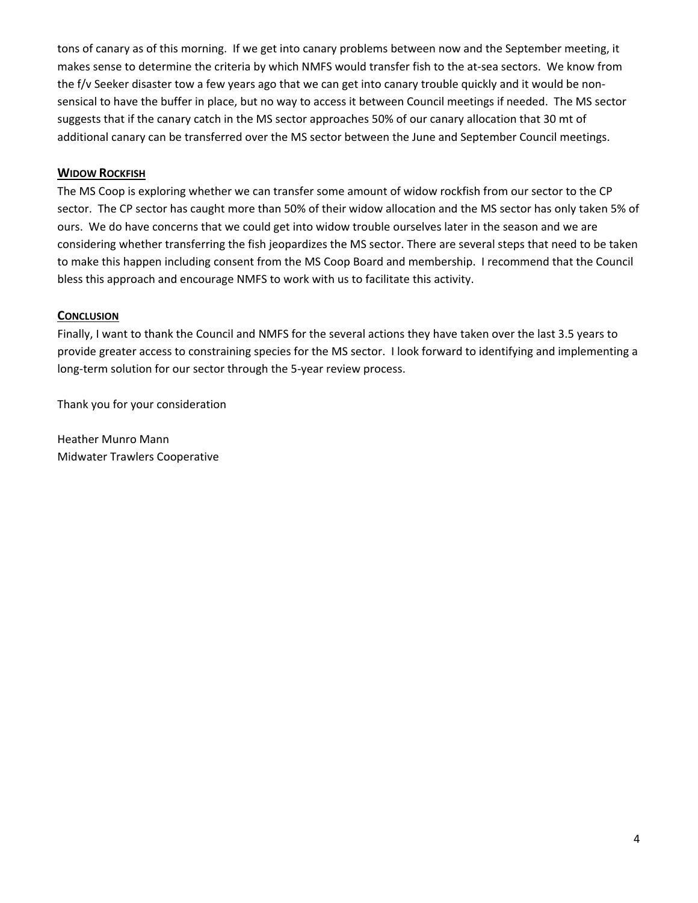tons of canary as of this morning. If we get into canary problems between now and the September meeting, it makes sense to determine the criteria by which NMFS would transfer fish to the at-sea sectors. We know from the f/v Seeker disaster tow a few years ago that we can get into canary trouble quickly and it would be non-sensical to have the buffer in place, but no way to access it between Council meetings if needed. The MS sector suggests that if the canary catch in the MS sector approaches 50% of our canary allocation that 30 mt of additional canary can be transferred over the MS sector between the June and September Council meetings.

## WIDOW ROCKFISH

The MS Coop is exploring whether we can transfer some amount of widow rockfish from our sector to the CP sector. The CP sector has caught more than 50% of their widow allocation and the MS sector has only taken 5% of ours. We do have concerns that we could get into widow trouble ourselves later in the season and we are considering whether transferring the fish jeopardizes the MS sector. There are several steps that need to be taken to make this happen including consent from the MS Coop Board and membership. I recommend that the Council bless this approach and encourage NMFS to work with us to facilitate this activity.

## CONCLUSION

Finally, I want to thank the Council and NMFS for the several actions they have taken over the last 3.5 years to provide greater access to constraining species for the MS sector. I look forward to identifying and implementing a long-term solution for our sector through the 5-year review process.

Thank you for your consideration

Heather Munro Mann
Midwater Trawlers Cooperative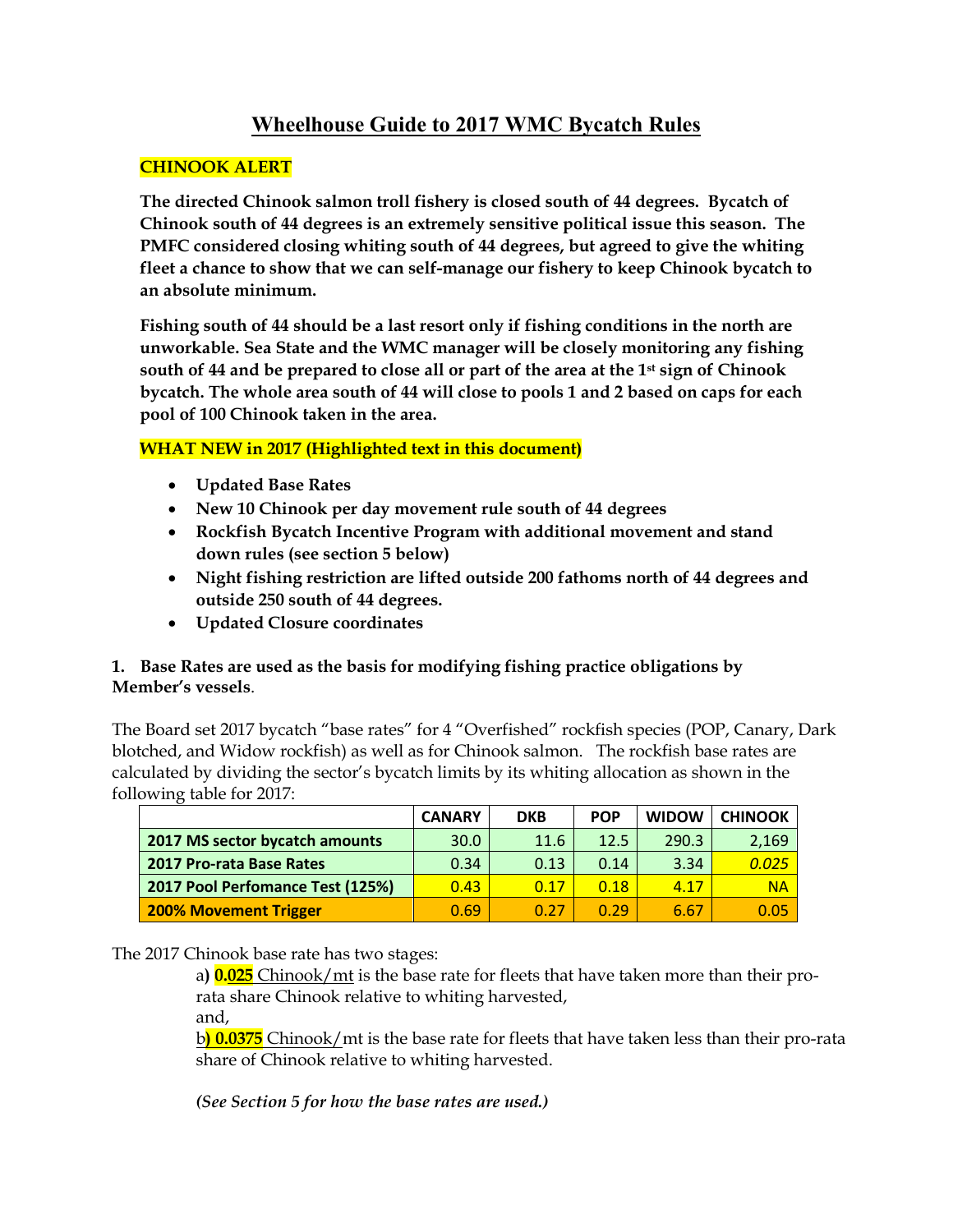# Wheelhouse Guide to 2017 WMC Bycatch Rules

**CHINOOK ALERT**

**The directed Chinook salmon troll fishery is closed south of 44 degrees. Bycatch of Chinook south of 44 degrees is an extremely sensitive political issue this season. The PMFC considered closing whiting south of 44 degrees, but agreed to give the whiting fleet a chance to show that we can self-manage our fishery to keep Chinook bycatch to an absolute minimum.**

**Fishing south of 44 should be a last resort only if fishing conditions in the north are unworkable. Sea State and the WMC manager will be closely monitoring any fishing south of 44 and be prepared to close all or part of the area at the 1st sign of Chinook bycatch. The whole area south of 44 will close to pools 1 and 2 based on caps for each pool of 100 Chinook taken in the area.**

**WHAT NEW in 2017 (Highlighted text in this document)**

- **Updated Base Rates**
- **New 10 Chinook per day movement rule south of 44 degrees**
- **Rockfish Bycatch Incentive Program with additional movement and stand down rules (see section 5 below)**
- **Night fishing restriction are lifted outside 200 fathoms north of 44 degrees and outside 250 south of 44 degrees.**
- **Updated Closure coordinates**

**1. Base Rates are used as the basis for modifying fishing practice obligations by Member's vessels**.

The Board set 2017 bycatch "base rates" for 4 "Overfished" rockfish species (POP, Canary, Dark blotched, and Widow rockfish) as well as for Chinook salmon. The rockfish base rates are calculated by dividing the sector's bycatch limits by its whiting allocation as shown in the following table for 2017:

| | CANARY | DKB | POP | WIDOW | CHINOOK |
|---|---|---|---|---|---|
| 2017 MS sector bycatch amounts | 30.0 | 11.6 | 12.5 | 290.3 | 2,169 |
| 2017 Pro-rata Base Rates | 0.34 | 0.13 | 0.14 | 3.34 | *0.025* |
| 2017 Pool Perfomance Test (125%) | 0.43 | 0.17 | 0.18 | 4.17 | NA |
| 200% Movement Trigger | 0.69 | 0.27 | 0.29 | 6.67 | 0.05 |

The 2017 Chinook base rate has two stages:

a) **0.025** Chinook/mt is the base rate for fleets that have taken more than their pro-rata share Chinook relative to whiting harvested,

and,

b**) 0.0375** Chinook/mt is the base rate for fleets that have taken less than their pro-rata share of Chinook relative to whiting harvested.

***(See Section 5 for how the base rates are used.)***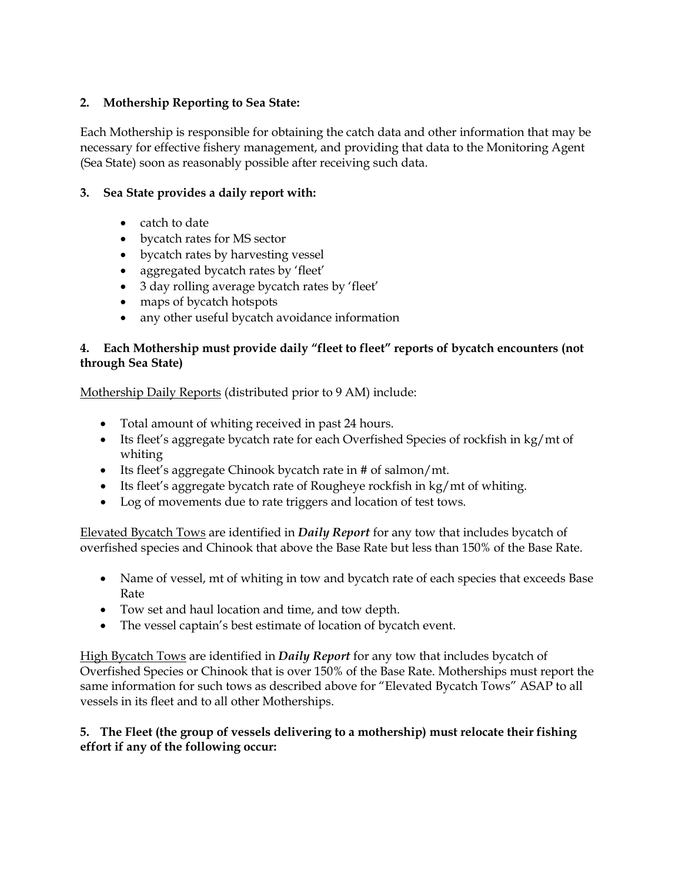**2. Mothership Reporting to Sea State:**

Each Mothership is responsible for obtaining the catch data and other information that may be necessary for effective fishery management, and providing that data to the Monitoring Agent (Sea State) soon as reasonably possible after receiving such data.

**3. Sea State provides a daily report with:**

- catch to date
- bycatch rates for MS sector
- bycatch rates by harvesting vessel
- aggregated bycatch rates by 'fleet'
- 3 day rolling average bycatch rates by 'fleet'
- maps of bycatch hotspots
- any other useful bycatch avoidance information

**4. Each Mothership must provide daily "fleet to fleet" reports of bycatch encounters (not through Sea State)**

<u>Mothership Daily Reports</u> (distributed prior to 9 AM) include:

- Total amount of whiting received in past 24 hours.
- Its fleet's aggregate bycatch rate for each Overfished Species of rockfish in kg/mt of whiting
- Its fleet's aggregate Chinook bycatch rate in # of salmon/mt.
- Its fleet's aggregate bycatch rate of Rougheye rockfish in kg/mt of whiting.
- Log of movements due to rate triggers and location of test tows.

<u>Elevated Bycatch Tows</u> are identified in ***Daily Report*** for any tow that includes bycatch of overfished species and Chinook that above the Base Rate but less than 150% of the Base Rate.

- Name of vessel, mt of whiting in tow and bycatch rate of each species that exceeds Base Rate
- Tow set and haul location and time, and tow depth.
- The vessel captain's best estimate of location of bycatch event.

<u>High Bycatch Tows</u> are identified in ***Daily Report*** for any tow that includes bycatch of Overfished Species or Chinook that is over 150% of the Base Rate. Motherships must report the same information for such tows as described above for "Elevated Bycatch Tows" ASAP to all vessels in its fleet and to all other Motherships.

**5. The Fleet (the group of vessels delivering to a mothership) must relocate their fishing effort if any of the following occur:**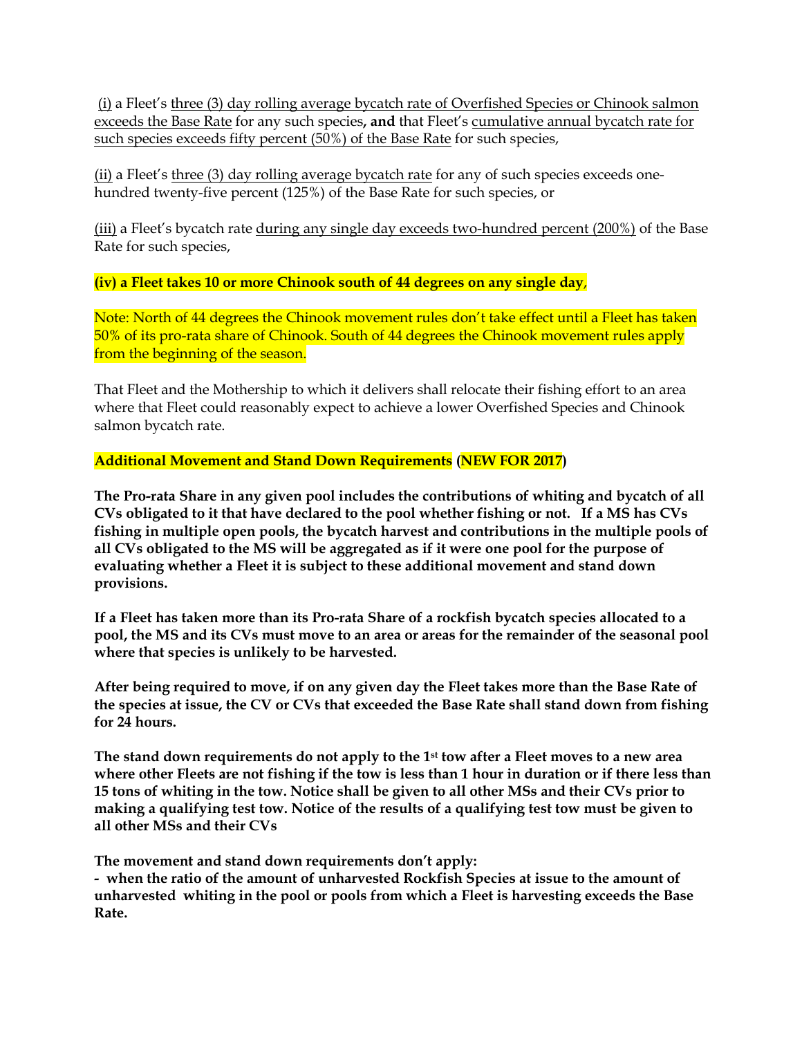(i) a Fleet's three (3) day rolling average bycatch rate of Overfished Species or Chinook salmon exceeds the Base Rate for any such species**, and** that Fleet's cumulative annual bycatch rate for such species exceeds fifty percent (50%) of the Base Rate for such species,

(ii) a Fleet's three (3) day rolling average bycatch rate for any of such species exceeds one-hundred twenty-five percent (125%) of the Base Rate for such species, or

(iii) a Fleet's bycatch rate during any single day exceeds two-hundred percent (200%) of the Base Rate for such species,

**(iv) a Fleet takes 10 or more Chinook south of 44 degrees on any single day**,

Note: North of 44 degrees the Chinook movement rules don't take effect until a Fleet has taken 50% of its pro-rata share of Chinook. South of 44 degrees the Chinook movement rules apply from the beginning of the season.

That Fleet and the Mothership to which it delivers shall relocate their fishing effort to an area where that Fleet could reasonably expect to achieve a lower Overfished Species and Chinook salmon bycatch rate.

**Additional Movement and Stand Down Requirements (NEW FOR 2017)**

**The Pro-rata Share in any given pool includes the contributions of whiting and bycatch of all CVs obligated to it that have declared to the pool whether fishing or not. If a MS has CVs fishing in multiple open pools, the bycatch harvest and contributions in the multiple pools of all CVs obligated to the MS will be aggregated as if it were one pool for the purpose of evaluating whether a Fleet it is subject to these additional movement and stand down provisions.**

**If a Fleet has taken more than its Pro-rata Share of a rockfish bycatch species allocated to a pool, the MS and its CVs must move to an area or areas for the remainder of the seasonal pool where that species is unlikely to be harvested.**

**After being required to move, if on any given day the Fleet takes more than the Base Rate of the species at issue, the CV or CVs that exceeded the Base Rate shall stand down from fishing for 24 hours.**

**The stand down requirements do not apply to the 1st tow after a Fleet moves to a new area where other Fleets are not fishing if the tow is less than 1 hour in duration or if there less than 15 tons of whiting in the tow. Notice shall be given to all other MSs and their CVs prior to making a qualifying test tow. Notice of the results of a qualifying test tow must be given to all other MSs and their CVs**

**The movement and stand down requirements don't apply:**

**- when the ratio of the amount of unharvested Rockfish Species at issue to the amount of unharvested whiting in the pool or pools from which a Fleet is harvesting exceeds the Base Rate.**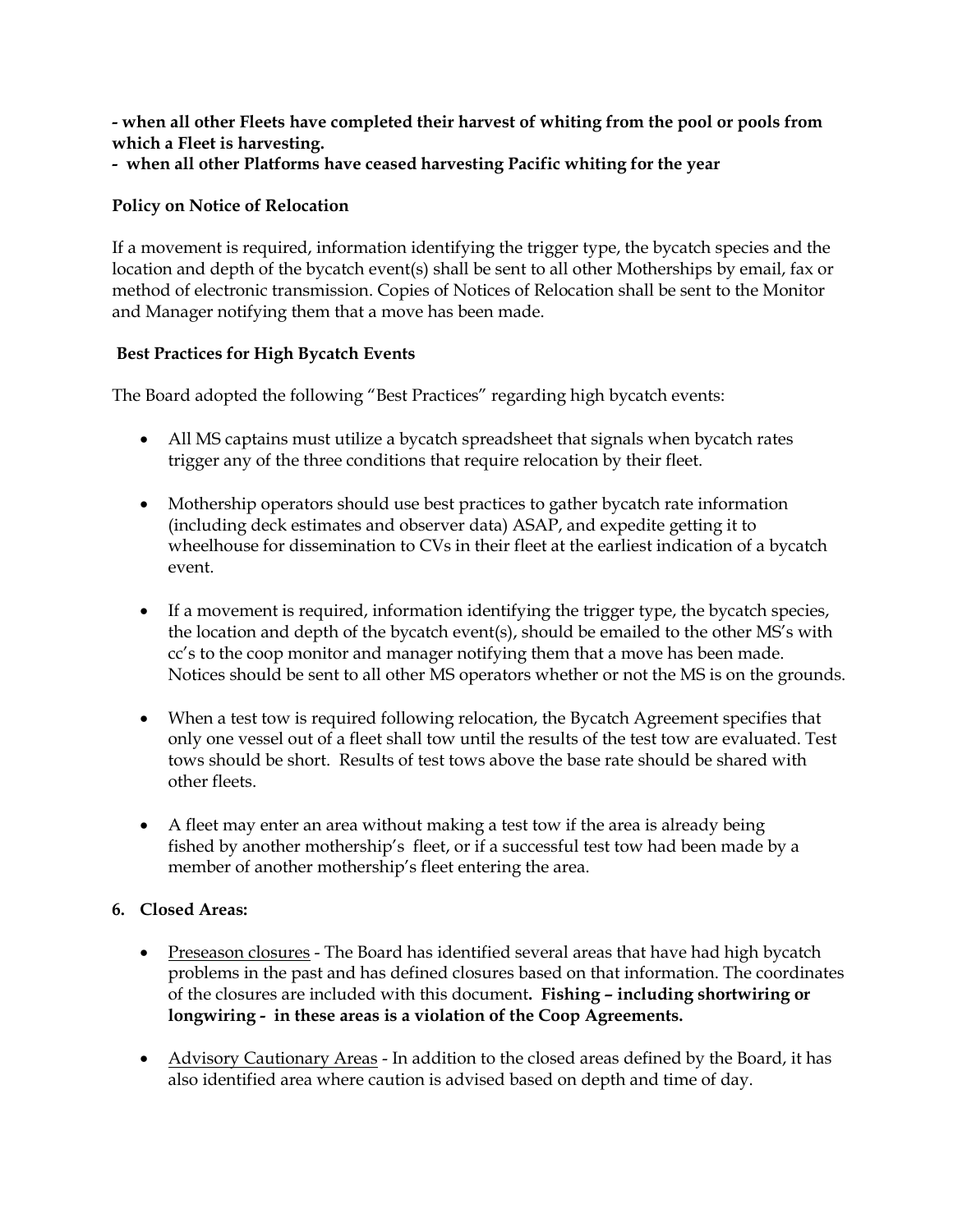**- when all other Fleets have completed their harvest of whiting from the pool or pools from which a Fleet is harvesting.**
**- when all other Platforms have ceased harvesting Pacific whiting for the year**

**Policy on Notice of Relocation**

If a movement is required, information identifying the trigger type, the bycatch species and the location and depth of the bycatch event(s) shall be sent to all other Motherships by email, fax or method of electronic transmission. Copies of Notices of Relocation shall be sent to the Monitor and Manager notifying them that a move has been made.

**Best Practices for High Bycatch Events**

The Board adopted the following "Best Practices" regarding high bycatch events:

- All MS captains must utilize a bycatch spreadsheet that signals when bycatch rates trigger any of the three conditions that require relocation by their fleet.
- Mothership operators should use best practices to gather bycatch rate information (including deck estimates and observer data) ASAP, and expedite getting it to wheelhouse for dissemination to CVs in their fleet at the earliest indication of a bycatch event.
- If a movement is required, information identifying the trigger type, the bycatch species, the location and depth of the bycatch event(s), should be emailed to the other MS's with cc's to the coop monitor and manager notifying them that a move has been made. Notices should be sent to all other MS operators whether or not the MS is on the grounds.
- When a test tow is required following relocation, the Bycatch Agreement specifies that only one vessel out of a fleet shall tow until the results of the test tow are evaluated. Test tows should be short. Results of test tows above the base rate should be shared with other fleets.
- A fleet may enter an area without making a test tow if the area is already being fished by another mothership's fleet, or if a successful test tow had been made by a member of another mothership's fleet entering the area.

**6. Closed Areas:**

- Preseason closures - The Board has identified several areas that have had high bycatch problems in the past and has defined closures based on that information. The coordinates of the closures are included with this document**. Fishing – including shortwiring or longwiring - in these areas is a violation of the Coop Agreements.**
- Advisory Cautionary Areas - In addition to the closed areas defined by the Board, it has also identified area where caution is advised based on depth and time of day.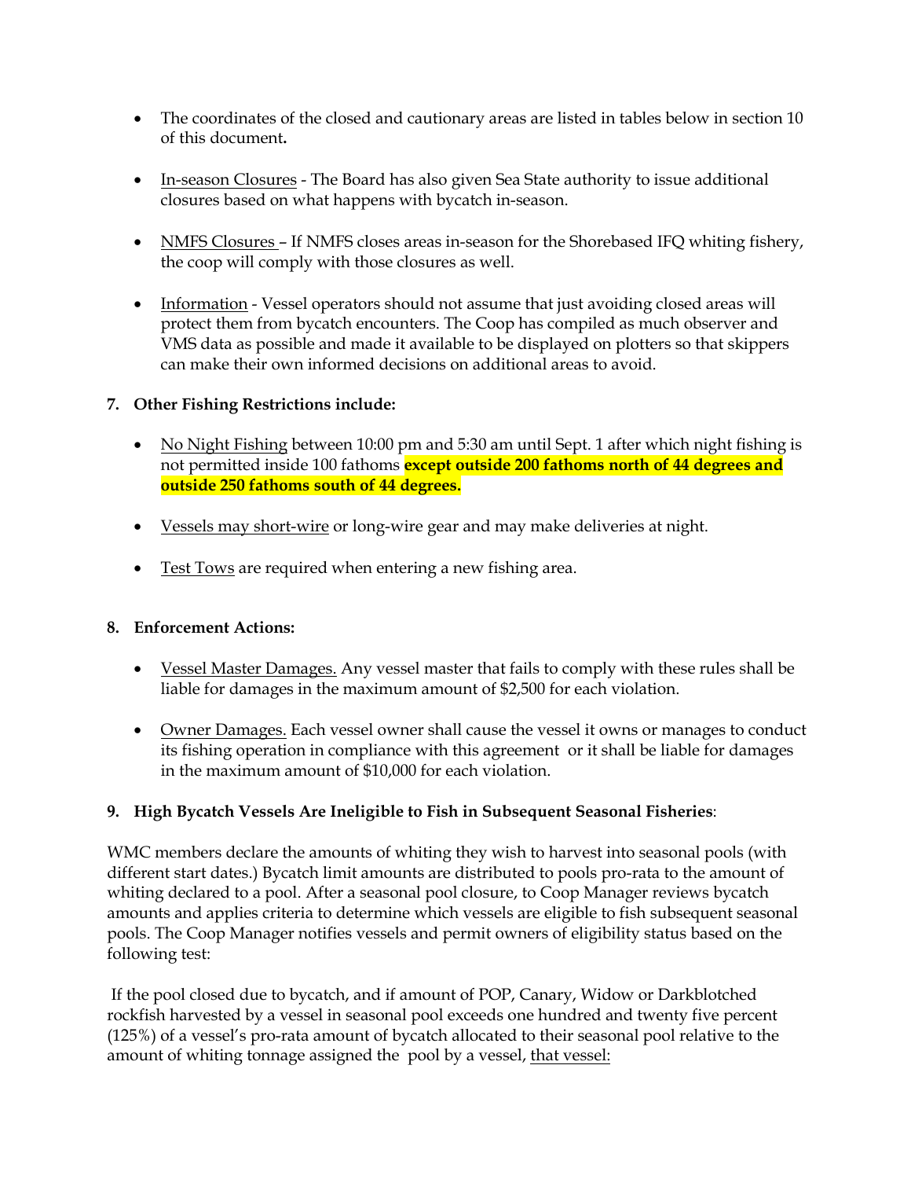- The coordinates of the closed and cautionary areas are listed in tables below in section 10 of this document**.**

- In-season Closures - The Board has also given Sea State authority to issue additional closures based on what happens with bycatch in-season.

- NMFS Closures – If NMFS closes areas in-season for the Shorebased IFQ whiting fishery, the coop will comply with those closures as well.

- Information - Vessel operators should not assume that just avoiding closed areas will protect them from bycatch encounters. The Coop has compiled as much observer and VMS data as possible and made it available to be displayed on plotters so that skippers can make their own informed decisions on additional areas to avoid.

**7. Other Fishing Restrictions include:**

- No Night Fishing between 10:00 pm and 5:30 am until Sept. 1 after which night fishing is not permitted inside 100 fathoms **except outside 200 fathoms north of 44 degrees and outside 250 fathoms south of 44 degrees.**

- Vessels may short-wire or long-wire gear and may make deliveries at night.

- Test Tows are required when entering a new fishing area.

**8. Enforcement Actions:**

- Vessel Master Damages. Any vessel master that fails to comply with these rules shall be liable for damages in the maximum amount of $2,500 for each violation.

- Owner Damages. Each vessel owner shall cause the vessel it owns or manages to conduct its fishing operation in compliance with this agreement or it shall be liable for damages in the maximum amount of $10,000 for each violation.

**9. High Bycatch Vessels Are Ineligible to Fish in Subsequent Seasonal Fisheries**:

WMC members declare the amounts of whiting they wish to harvest into seasonal pools (with different start dates.) Bycatch limit amounts are distributed to pools pro-rata to the amount of whiting declared to a pool. After a seasonal pool closure, to Coop Manager reviews bycatch amounts and applies criteria to determine which vessels are eligible to fish subsequent seasonal pools. The Coop Manager notifies vessels and permit owners of eligibility status based on the following test:

If the pool closed due to bycatch, and if amount of POP, Canary, Widow or Darkblotched rockfish harvested by a vessel in seasonal pool exceeds one hundred and twenty five percent (125%) of a vessel's pro-rata amount of bycatch allocated to their seasonal pool relative to the amount of whiting tonnage assigned the pool by a vessel, that vessel: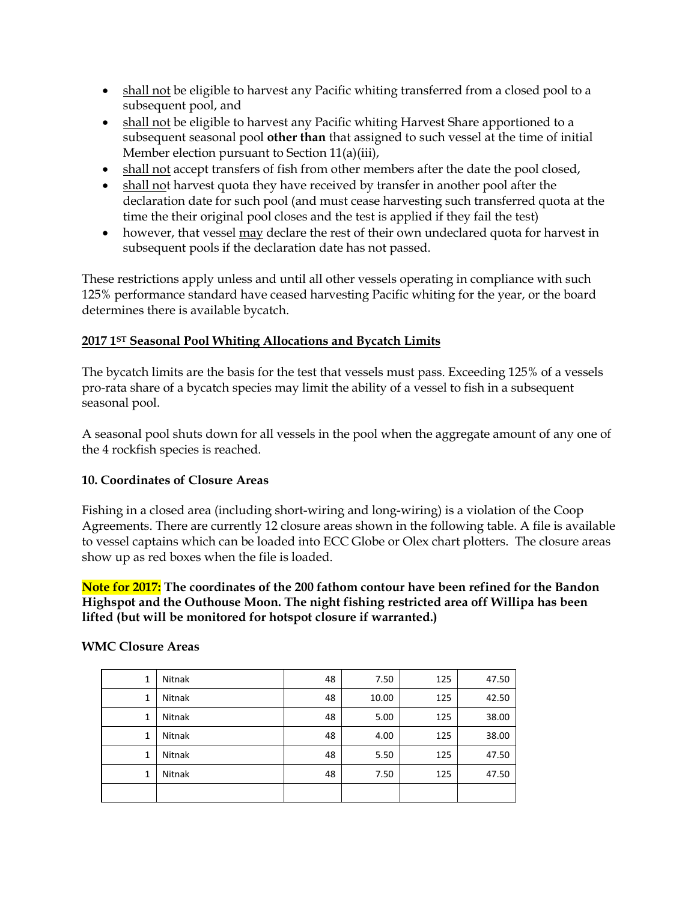- shall not be eligible to harvest any Pacific whiting transferred from a closed pool to a subsequent pool, and
- shall not be eligible to harvest any Pacific whiting Harvest Share apportioned to a subsequent seasonal pool **other than** that assigned to such vessel at the time of initial Member election pursuant to Section 11(a)(iii),
- shall not accept transfers of fish from other members after the date the pool closed,
- shall not harvest quota they have received by transfer in another pool after the declaration date for such pool (and must cease harvesting such transferred quota at the time the their original pool closes and the test is applied if they fail the test)
- however, that vessel may declare the rest of their own undeclared quota for harvest in subsequent pools if the declaration date has not passed.

These restrictions apply unless and until all other vessels operating in compliance with such 125% performance standard have ceased harvesting Pacific whiting for the year, or the board determines there is available bycatch.

**2017 1ST Seasonal Pool Whiting Allocations and Bycatch Limits**

The bycatch limits are the basis for the test that vessels must pass. Exceeding 125% of a vessels pro-rata share of a bycatch species may limit the ability of a vessel to fish in a subsequent seasonal pool.

A seasonal pool shuts down for all vessels in the pool when the aggregate amount of any one of the 4 rockfish species is reached.

**10. Coordinates of Closure Areas**

Fishing in a closed area (including short-wiring and long-wiring) is a violation of the Coop Agreements. There are currently 12 closure areas shown in the following table. A file is available to vessel captains which can be loaded into ECC Globe or Olex chart plotters. The closure areas show up as red boxes when the file is loaded.

**Note for 2017: The coordinates of the 200 fathom contour have been refined for the Bandon Highspot and the Outhouse Moon. The night fishing restricted area off Willipa has been lifted (but will be monitored for hotspot closure if warranted.)**

**WMC Closure Areas**

| | | | | | |
|---|---|---|---|---|---|
| 1 | Nitnak | 48 | 7.50 | 125 | 47.50 |
| 1 | Nitnak | 48 | 10.00 | 125 | 42.50 |
| 1 | Nitnak | 48 | 5.00 | 125 | 38.00 |
| 1 | Nitnak | 48 | 4.00 | 125 | 38.00 |
| 1 | Nitnak | 48 | 5.50 | 125 | 47.50 |
| 1 | Nitnak | 48 | 7.50 | 125 | 47.50 |
| | | | | | |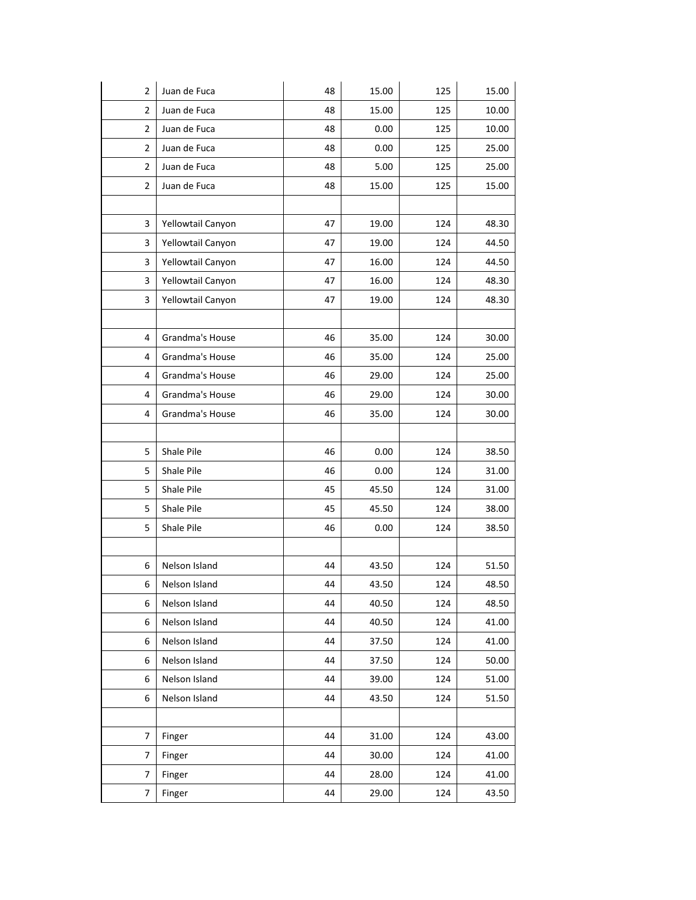| | | | | | |
|---|---|---|---|---|---|
| 2 | Juan de Fuca | 48 | 15.00 | 125 | 15.00 |
| 2 | Juan de Fuca | 48 | 15.00 | 125 | 10.00 |
| 2 | Juan de Fuca | 48 | 0.00 | 125 | 10.00 |
| 2 | Juan de Fuca | 48 | 0.00 | 125 | 25.00 |
| 2 | Juan de Fuca | 48 | 5.00 | 125 | 25.00 |
| 2 | Juan de Fuca | 48 | 15.00 | 125 | 15.00 |
| | | | | | |
| 3 | Yellowtail Canyon | 47 | 19.00 | 124 | 48.30 |
| 3 | Yellowtail Canyon | 47 | 19.00 | 124 | 44.50 |
| 3 | Yellowtail Canyon | 47 | 16.00 | 124 | 44.50 |
| 3 | Yellowtail Canyon | 47 | 16.00 | 124 | 48.30 |
| 3 | Yellowtail Canyon | 47 | 19.00 | 124 | 48.30 |
| | | | | | |
| 4 | Grandma's House | 46 | 35.00 | 124 | 30.00 |
| 4 | Grandma's House | 46 | 35.00 | 124 | 25.00 |
| 4 | Grandma's House | 46 | 29.00 | 124 | 25.00 |
| 4 | Grandma's House | 46 | 29.00 | 124 | 30.00 |
| 4 | Grandma's House | 46 | 35.00 | 124 | 30.00 |
| | | | | | |
| 5 | Shale Pile | 46 | 0.00 | 124 | 38.50 |
| 5 | Shale Pile | 46 | 0.00 | 124 | 31.00 |
| 5 | Shale Pile | 45 | 45.50 | 124 | 31.00 |
| 5 | Shale Pile | 45 | 45.50 | 124 | 38.00 |
| 5 | Shale Pile | 46 | 0.00 | 124 | 38.50 |
| | | | | | |
| 6 | Nelson Island | 44 | 43.50 | 124 | 51.50 |
| 6 | Nelson Island | 44 | 43.50 | 124 | 48.50 |
| 6 | Nelson Island | 44 | 40.50 | 124 | 48.50 |
| 6 | Nelson Island | 44 | 40.50 | 124 | 41.00 |
| 6 | Nelson Island | 44 | 37.50 | 124 | 41.00 |
| 6 | Nelson Island | 44 | 37.50 | 124 | 50.00 |
| 6 | Nelson Island | 44 | 39.00 | 124 | 51.00 |
| 6 | Nelson Island | 44 | 43.50 | 124 | 51.50 |
| | | | | | |
| 7 | Finger | 44 | 31.00 | 124 | 43.00 |
| 7 | Finger | 44 | 30.00 | 124 | 41.00 |
| 7 | Finger | 44 | 28.00 | 124 | 41.00 |
| 7 | Finger | 44 | 29.00 | 124 | 43.50 |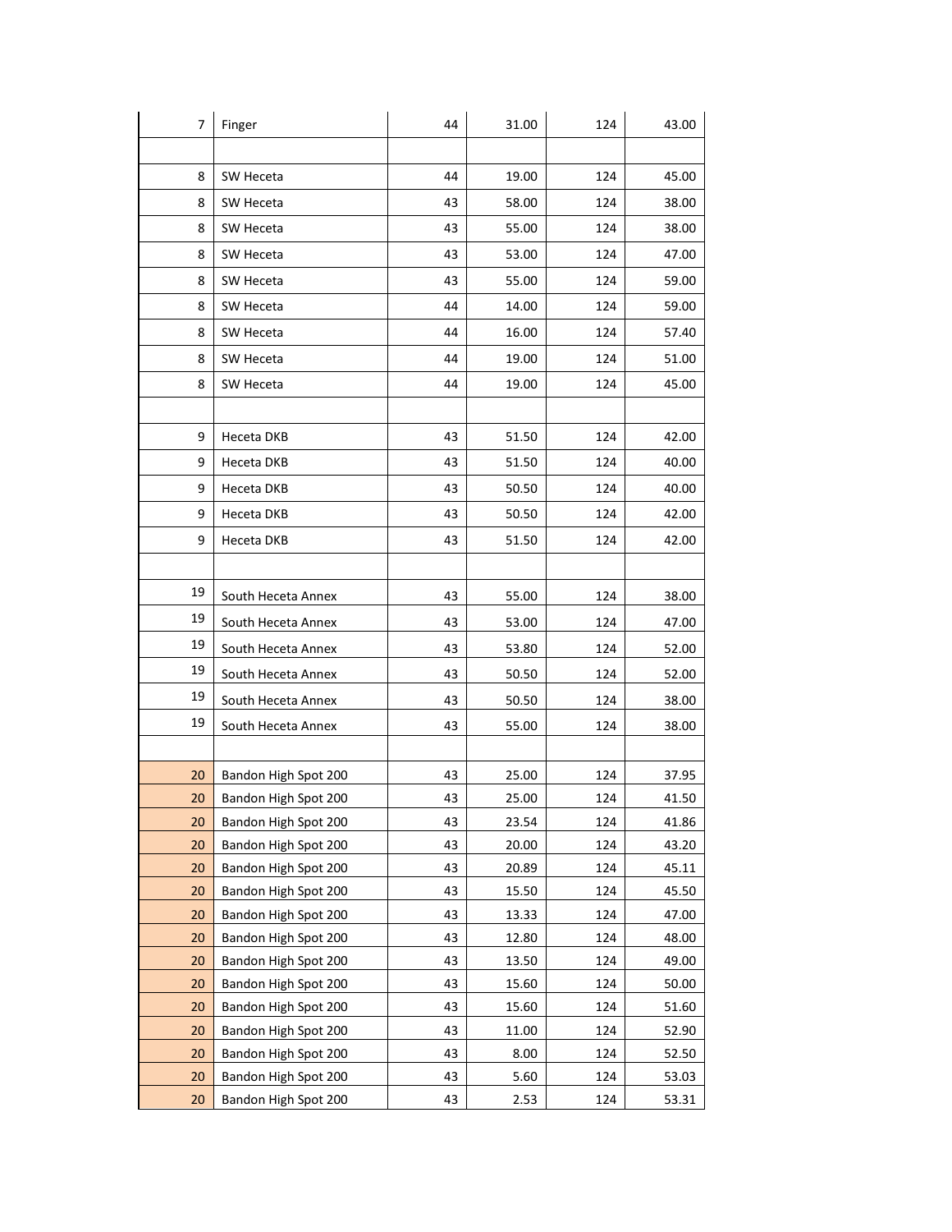| | | | | | |
|---|---|---|---|---|---|
| 7 | Finger | 44 | 31.00 | 124 | 43.00 |
| | | | | | |
| 8 | SW Heceta | 44 | 19.00 | 124 | 45.00 |
| 8 | SW Heceta | 43 | 58.00 | 124 | 38.00 |
| 8 | SW Heceta | 43 | 55.00 | 124 | 38.00 |
| 8 | SW Heceta | 43 | 53.00 | 124 | 47.00 |
| 8 | SW Heceta | 43 | 55.00 | 124 | 59.00 |
| 8 | SW Heceta | 44 | 14.00 | 124 | 59.00 |
| 8 | SW Heceta | 44 | 16.00 | 124 | 57.40 |
| 8 | SW Heceta | 44 | 19.00 | 124 | 51.00 |
| 8 | SW Heceta | 44 | 19.00 | 124 | 45.00 |
| | | | | | |
| 9 | Heceta DKB | 43 | 51.50 | 124 | 42.00 |
| 9 | Heceta DKB | 43 | 51.50 | 124 | 40.00 |
| 9 | Heceta DKB | 43 | 50.50 | 124 | 40.00 |
| 9 | Heceta DKB | 43 | 50.50 | 124 | 42.00 |
| 9 | Heceta DKB | 43 | 51.50 | 124 | 42.00 |
| | | | | | |
| 19 | South Heceta Annex | 43 | 55.00 | 124 | 38.00 |
| 19 | South Heceta Annex | 43 | 53.00 | 124 | 47.00 |
| 19 | South Heceta Annex | 43 | 53.80 | 124 | 52.00 |
| 19 | South Heceta Annex | 43 | 50.50 | 124 | 52.00 |
| 19 | South Heceta Annex | 43 | 50.50 | 124 | 38.00 |
| 19 | South Heceta Annex | 43 | 55.00 | 124 | 38.00 |
| | | | | | |
| 20 | Bandon High Spot 200 | 43 | 25.00 | 124 | 37.95 |
| 20 | Bandon High Spot 200 | 43 | 25.00 | 124 | 41.50 |
| 20 | Bandon High Spot 200 | 43 | 23.54 | 124 | 41.86 |
| 20 | Bandon High Spot 200 | 43 | 20.00 | 124 | 43.20 |
| 20 | Bandon High Spot 200 | 43 | 20.89 | 124 | 45.11 |
| 20 | Bandon High Spot 200 | 43 | 15.50 | 124 | 45.50 |
| 20 | Bandon High Spot 200 | 43 | 13.33 | 124 | 47.00 |
| 20 | Bandon High Spot 200 | 43 | 12.80 | 124 | 48.00 |
| 20 | Bandon High Spot 200 | 43 | 13.50 | 124 | 49.00 |
| 20 | Bandon High Spot 200 | 43 | 15.60 | 124 | 50.00 |
| 20 | Bandon High Spot 200 | 43 | 15.60 | 124 | 51.60 |
| 20 | Bandon High Spot 200 | 43 | 11.00 | 124 | 52.90 |
| 20 | Bandon High Spot 200 | 43 | 8.00 | 124 | 52.50 |
| 20 | Bandon High Spot 200 | 43 | 5.60 | 124 | 53.03 |
| 20 | Bandon High Spot 200 | 43 | 2.53 | 124 | 53.31 |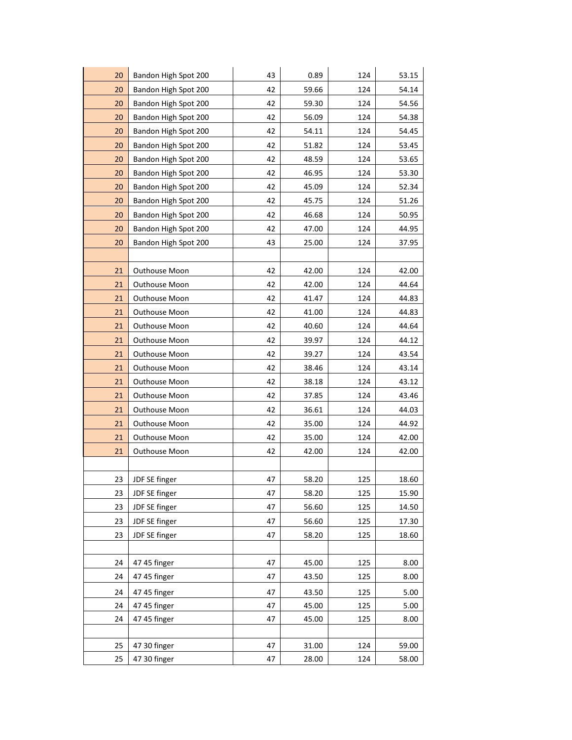| | | | | | |
|---|---|---|---|---|---|
| 20 | Bandon High Spot 200 | 43 | 0.89 | 124 | 53.15 |
| 20 | Bandon High Spot 200 | 42 | 59.66 | 124 | 54.14 |
| 20 | Bandon High Spot 200 | 42 | 59.30 | 124 | 54.56 |
| 20 | Bandon High Spot 200 | 42 | 56.09 | 124 | 54.38 |
| 20 | Bandon High Spot 200 | 42 | 54.11 | 124 | 54.45 |
| 20 | Bandon High Spot 200 | 42 | 51.82 | 124 | 53.45 |
| 20 | Bandon High Spot 200 | 42 | 48.59 | 124 | 53.65 |
| 20 | Bandon High Spot 200 | 42 | 46.95 | 124 | 53.30 |
| 20 | Bandon High Spot 200 | 42 | 45.09 | 124 | 52.34 |
| 20 | Bandon High Spot 200 | 42 | 45.75 | 124 | 51.26 |
| 20 | Bandon High Spot 200 | 42 | 46.68 | 124 | 50.95 |
| 20 | Bandon High Spot 200 | 42 | 47.00 | 124 | 44.95 |
| 20 | Bandon High Spot 200 | 43 | 25.00 | 124 | 37.95 |
| | | | | | |
| 21 | Outhouse Moon | 42 | 42.00 | 124 | 42.00 |
| 21 | Outhouse Moon | 42 | 42.00 | 124 | 44.64 |
| 21 | Outhouse Moon | 42 | 41.47 | 124 | 44.83 |
| 21 | Outhouse Moon | 42 | 41.00 | 124 | 44.83 |
| 21 | Outhouse Moon | 42 | 40.60 | 124 | 44.64 |
| 21 | Outhouse Moon | 42 | 39.97 | 124 | 44.12 |
| 21 | Outhouse Moon | 42 | 39.27 | 124 | 43.54 |
| 21 | Outhouse Moon | 42 | 38.46 | 124 | 43.14 |
| 21 | Outhouse Moon | 42 | 38.18 | 124 | 43.12 |
| 21 | Outhouse Moon | 42 | 37.85 | 124 | 43.46 |
| 21 | Outhouse Moon | 42 | 36.61 | 124 | 44.03 |
| 21 | Outhouse Moon | 42 | 35.00 | 124 | 44.92 |
| 21 | Outhouse Moon | 42 | 35.00 | 124 | 42.00 |
| 21 | Outhouse Moon | 42 | 42.00 | 124 | 42.00 |
| | | | | | |
| 23 | JDF SE finger | 47 | 58.20 | 125 | 18.60 |
| 23 | JDF SE finger | 47 | 58.20 | 125 | 15.90 |
| 23 | JDF SE finger | 47 | 56.60 | 125 | 14.50 |
| 23 | JDF SE finger | 47 | 56.60 | 125 | 17.30 |
| 23 | JDF SE finger | 47 | 58.20 | 125 | 18.60 |
| | | | | | |
| 24 | 47 45 finger | 47 | 45.00 | 125 | 8.00 |
| 24 | 47 45 finger | 47 | 43.50 | 125 | 8.00 |
| 24 | 47 45 finger | 47 | 43.50 | 125 | 5.00 |
| 24 | 47 45 finger | 47 | 45.00 | 125 | 5.00 |
| 24 | 47 45 finger | 47 | 45.00 | 125 | 8.00 |
| | | | | | |
| 25 | 47 30 finger | 47 | 31.00 | 124 | 59.00 |
| 25 | 47 30 finger | 47 | 28.00 | 124 | 58.00 |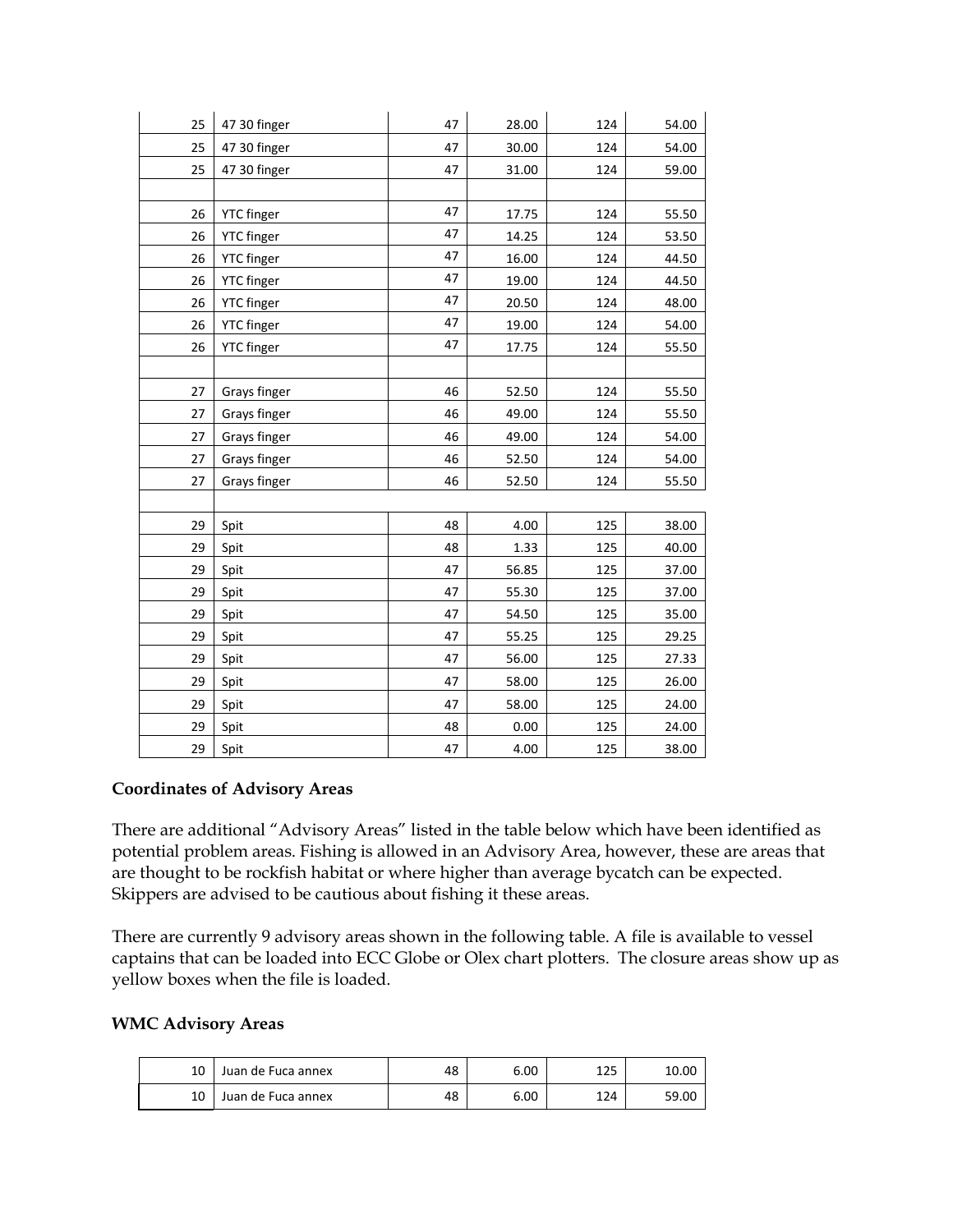| | | | | | |
|---|---|---|---|---|---|
| 25 | 47 30 finger | 47 | 28.00 | 124 | 54.00 |
| 25 | 47 30 finger | 47 | 30.00 | 124 | 54.00 |
| 25 | 47 30 finger | 47 | 31.00 | 124 | 59.00 |
| | | | | | |
| 26 | YTC finger | 47 | 17.75 | 124 | 55.50 |
| 26 | YTC finger | 47 | 14.25 | 124 | 53.50 |
| 26 | YTC finger | 47 | 16.00 | 124 | 44.50 |
| 26 | YTC finger | 47 | 19.00 | 124 | 44.50 |
| 26 | YTC finger | 47 | 20.50 | 124 | 48.00 |
| 26 | YTC finger | 47 | 19.00 | 124 | 54.00 |
| 26 | YTC finger | 47 | 17.75 | 124 | 55.50 |
| | | | | | |
| 27 | Grays finger | 46 | 52.50 | 124 | 55.50 |
| 27 | Grays finger | 46 | 49.00 | 124 | 55.50 |
| 27 | Grays finger | 46 | 49.00 | 124 | 54.00 |
| 27 | Grays finger | 46 | 52.50 | 124 | 54.00 |
| 27 | Grays finger | 46 | 52.50 | 124 | 55.50 |
| | | | | | |
| 29 | Spit | 48 | 4.00 | 125 | 38.00 |
| 29 | Spit | 48 | 1.33 | 125 | 40.00 |
| 29 | Spit | 47 | 56.85 | 125 | 37.00 |
| 29 | Spit | 47 | 55.30 | 125 | 37.00 |
| 29 | Spit | 47 | 54.50 | 125 | 35.00 |
| 29 | Spit | 47 | 55.25 | 125 | 29.25 |
| 29 | Spit | 47 | 56.00 | 125 | 27.33 |
| 29 | Spit | 47 | 58.00 | 125 | 26.00 |
| 29 | Spit | 47 | 58.00 | 125 | 24.00 |
| 29 | Spit | 48 | 0.00 | 125 | 24.00 |
| 29 | Spit | 47 | 4.00 | 125 | 38.00 |

**Coordinates of Advisory Areas**

There are additional "Advisory Areas" listed in the table below which have been identified as potential problem areas. Fishing is allowed in an Advisory Area, however, these are areas that are thought to be rockfish habitat or where higher than average bycatch can be expected. Skippers are advised to be cautious about fishing it these areas.

There are currently 9 advisory areas shown in the following table. A file is available to vessel captains that can be loaded into ECC Globe or Olex chart plotters. The closure areas show up as yellow boxes when the file is loaded.

**WMC Advisory Areas**

| | | | | | |
|---|---|---|---|---|---|
| 10 | Juan de Fuca annex | 48 | 6.00 | 125 | 10.00 |
| 10 | Juan de Fuca annex | 48 | 6.00 | 124 | 59.00 |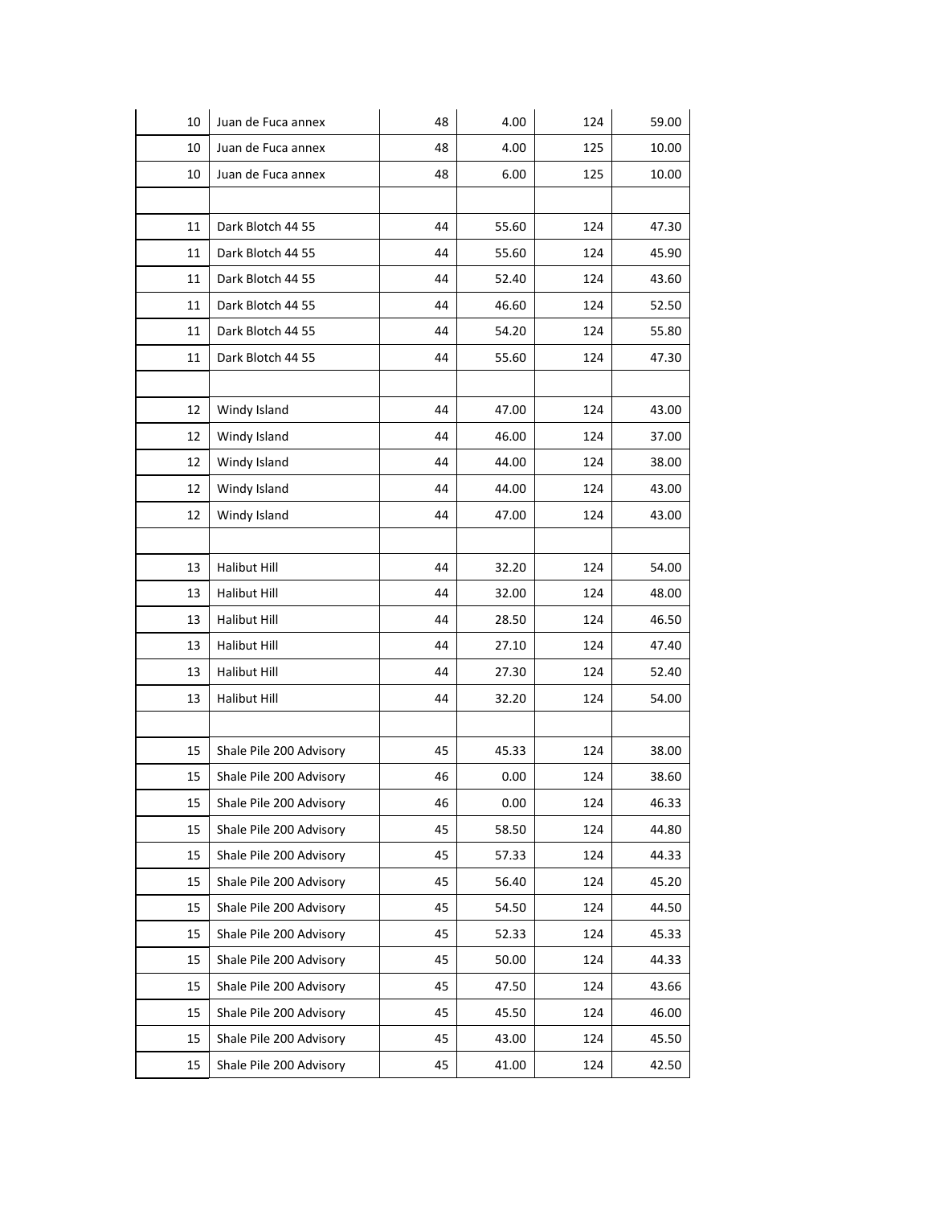| | | | | | |
|---|---|---|---|---|---|
| 10 | Juan de Fuca annex | 48 | 4.00 | 124 | 59.00 |
| 10 | Juan de Fuca annex | 48 | 4.00 | 125 | 10.00 |
| 10 | Juan de Fuca annex | 48 | 6.00 | 125 | 10.00 |
| | | | | | |
| 11 | Dark Blotch 44 55 | 44 | 55.60 | 124 | 47.30 |
| 11 | Dark Blotch 44 55 | 44 | 55.60 | 124 | 45.90 |
| 11 | Dark Blotch 44 55 | 44 | 52.40 | 124 | 43.60 |
| 11 | Dark Blotch 44 55 | 44 | 46.60 | 124 | 52.50 |
| 11 | Dark Blotch 44 55 | 44 | 54.20 | 124 | 55.80 |
| 11 | Dark Blotch 44 55 | 44 | 55.60 | 124 | 47.30 |
| | | | | | |
| 12 | Windy Island | 44 | 47.00 | 124 | 43.00 |
| 12 | Windy Island | 44 | 46.00 | 124 | 37.00 |
| 12 | Windy Island | 44 | 44.00 | 124 | 38.00 |
| 12 | Windy Island | 44 | 44.00 | 124 | 43.00 |
| 12 | Windy Island | 44 | 47.00 | 124 | 43.00 |
| | | | | | |
| 13 | Halibut Hill | 44 | 32.20 | 124 | 54.00 |
| 13 | Halibut Hill | 44 | 32.00 | 124 | 48.00 |
| 13 | Halibut Hill | 44 | 28.50 | 124 | 46.50 |
| 13 | Halibut Hill | 44 | 27.10 | 124 | 47.40 |
| 13 | Halibut Hill | 44 | 27.30 | 124 | 52.40 |
| 13 | Halibut Hill | 44 | 32.20 | 124 | 54.00 |
| | | | | | |
| 15 | Shale Pile 200 Advisory | 45 | 45.33 | 124 | 38.00 |
| 15 | Shale Pile 200 Advisory | 46 | 0.00 | 124 | 38.60 |
| 15 | Shale Pile 200 Advisory | 46 | 0.00 | 124 | 46.33 |
| 15 | Shale Pile 200 Advisory | 45 | 58.50 | 124 | 44.80 |
| 15 | Shale Pile 200 Advisory | 45 | 57.33 | 124 | 44.33 |
| 15 | Shale Pile 200 Advisory | 45 | 56.40 | 124 | 45.20 |
| 15 | Shale Pile 200 Advisory | 45 | 54.50 | 124 | 44.50 |
| 15 | Shale Pile 200 Advisory | 45 | 52.33 | 124 | 45.33 |
| 15 | Shale Pile 200 Advisory | 45 | 50.00 | 124 | 44.33 |
| 15 | Shale Pile 200 Advisory | 45 | 47.50 | 124 | 43.66 |
| 15 | Shale Pile 200 Advisory | 45 | 45.50 | 124 | 46.00 |
| 15 | Shale Pile 200 Advisory | 45 | 43.00 | 124 | 45.50 |
| 15 | Shale Pile 200 Advisory | 45 | 41.00 | 124 | 42.50 |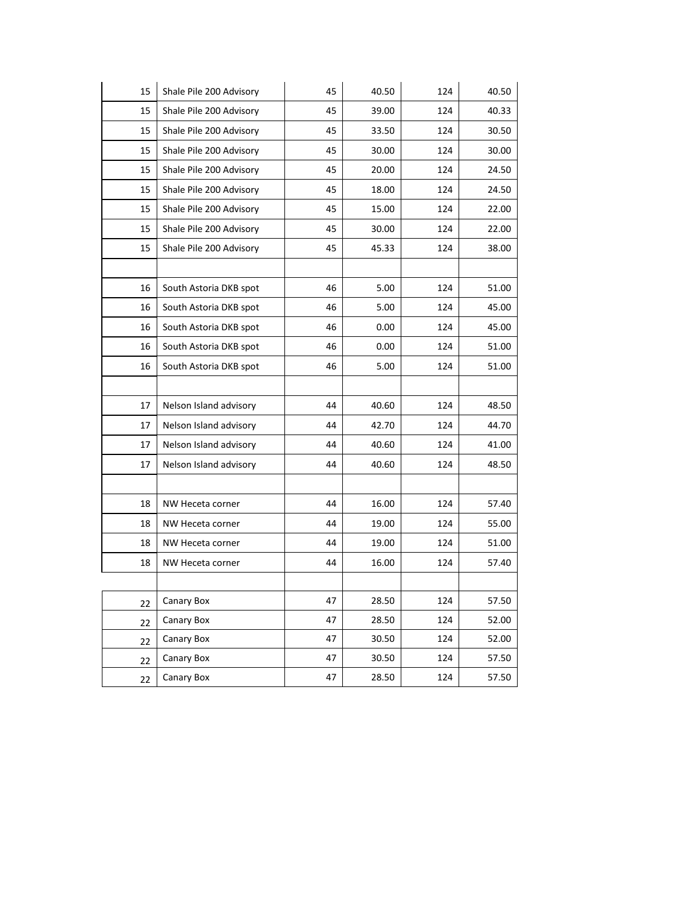| | | | | | |
|---|---|---|---|---|---|
| 15 | Shale Pile 200 Advisory | 45 | 40.50 | 124 | 40.50 |
| 15 | Shale Pile 200 Advisory | 45 | 39.00 | 124 | 40.33 |
| 15 | Shale Pile 200 Advisory | 45 | 33.50 | 124 | 30.50 |
| 15 | Shale Pile 200 Advisory | 45 | 30.00 | 124 | 30.00 |
| 15 | Shale Pile 200 Advisory | 45 | 20.00 | 124 | 24.50 |
| 15 | Shale Pile 200 Advisory | 45 | 18.00 | 124 | 24.50 |
| 15 | Shale Pile 200 Advisory | 45 | 15.00 | 124 | 22.00 |
| 15 | Shale Pile 200 Advisory | 45 | 30.00 | 124 | 22.00 |
| 15 | Shale Pile 200 Advisory | 45 | 45.33 | 124 | 38.00 |
| | | | | | |
| 16 | South Astoria DKB spot | 46 | 5.00 | 124 | 51.00 |
| 16 | South Astoria DKB spot | 46 | 5.00 | 124 | 45.00 |
| 16 | South Astoria DKB spot | 46 | 0.00 | 124 | 45.00 |
| 16 | South Astoria DKB spot | 46 | 0.00 | 124 | 51.00 |
| 16 | South Astoria DKB spot | 46 | 5.00 | 124 | 51.00 |
| | | | | | |
| 17 | Nelson Island advisory | 44 | 40.60 | 124 | 48.50 |
| 17 | Nelson Island advisory | 44 | 42.70 | 124 | 44.70 |
| 17 | Nelson Island advisory | 44 | 40.60 | 124 | 41.00 |
| 17 | Nelson Island advisory | 44 | 40.60 | 124 | 48.50 |
| | | | | | |
| 18 | NW Heceta corner | 44 | 16.00 | 124 | 57.40 |
| 18 | NW Heceta corner | 44 | 19.00 | 124 | 55.00 |
| 18 | NW Heceta corner | 44 | 19.00 | 124 | 51.00 |
| 18 | NW Heceta corner | 44 | 16.00 | 124 | 57.40 |
| | | | | | |
| 22 | Canary Box | 47 | 28.50 | 124 | 57.50 |
| 22 | Canary Box | 47 | 28.50 | 124 | 52.00 |
| 22 | Canary Box | 47 | 30.50 | 124 | 52.00 |
| 22 | Canary Box | 47 | 30.50 | 124 | 57.50 |
| 22 | Canary Box | 47 | 28.50 | 124 | 57.50 |